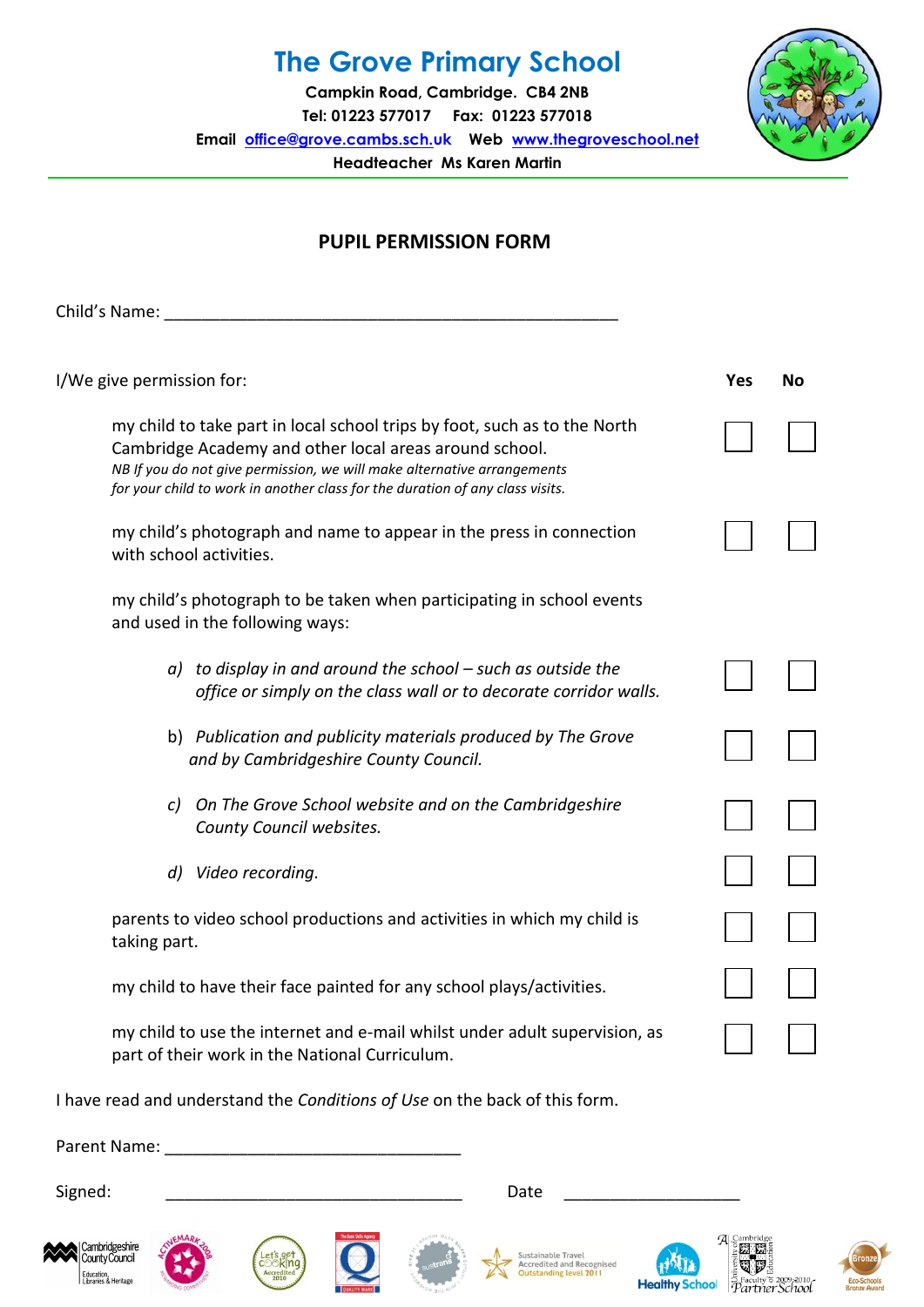# The Grove Primary School

**Campkin Road, Cambridge. CB4 2NB**
**Tel: 01223 577017 Fax: 01223 577018**
**Email office@grove.cambs.sch.uk Web www.thegroveschool.net**
**Headteacher Ms Karen Martin**

## PUPIL PERMISSION FORM

Child's Name: ___________________________________________________

| I/We give permission for: | **Yes** | **No** |
|---|---|---|
| my child to take part in local school trips by foot, such as to the North Cambridge Academy and other local areas around school. *NB If you do not give permission, we will make alternative arrangements for your child to work in another class for the duration of any class visits.* | ☐ | ☐ |
| my child's photograph and name to appear in the press in connection with school activities. | ☐ | ☐ |
| my child's photograph to be taken when participating in school events and used in the following ways: | | |
| a) *to display in and around the school – such as outside the office or simply on the class wall or to decorate corridor walls.* | ☐ | ☐ |
| b) *Publication and publicity materials produced by The Grove and by Cambridgeshire County Council.* | ☐ | ☐ |
| c) *On The Grove School website and on the Cambridgeshire County Council websites.* | ☐ | ☐ |
| d) *Video recording.* | ☐ | ☐ |
| parents to video school productions and activities in which my child is taking part. | ☐ | ☐ |
| my child to have their face painted for any school plays/activities. | ☐ | ☐ |
| my child to use the internet and e-mail whilst under adult supervision, as part of their work in the National Curriculum. | ☐ | ☐ |

I have read and understand the *Conditions of Use* on the back of this form.

Parent Name: ________________________________

Signed: ________________________________ Date ____________________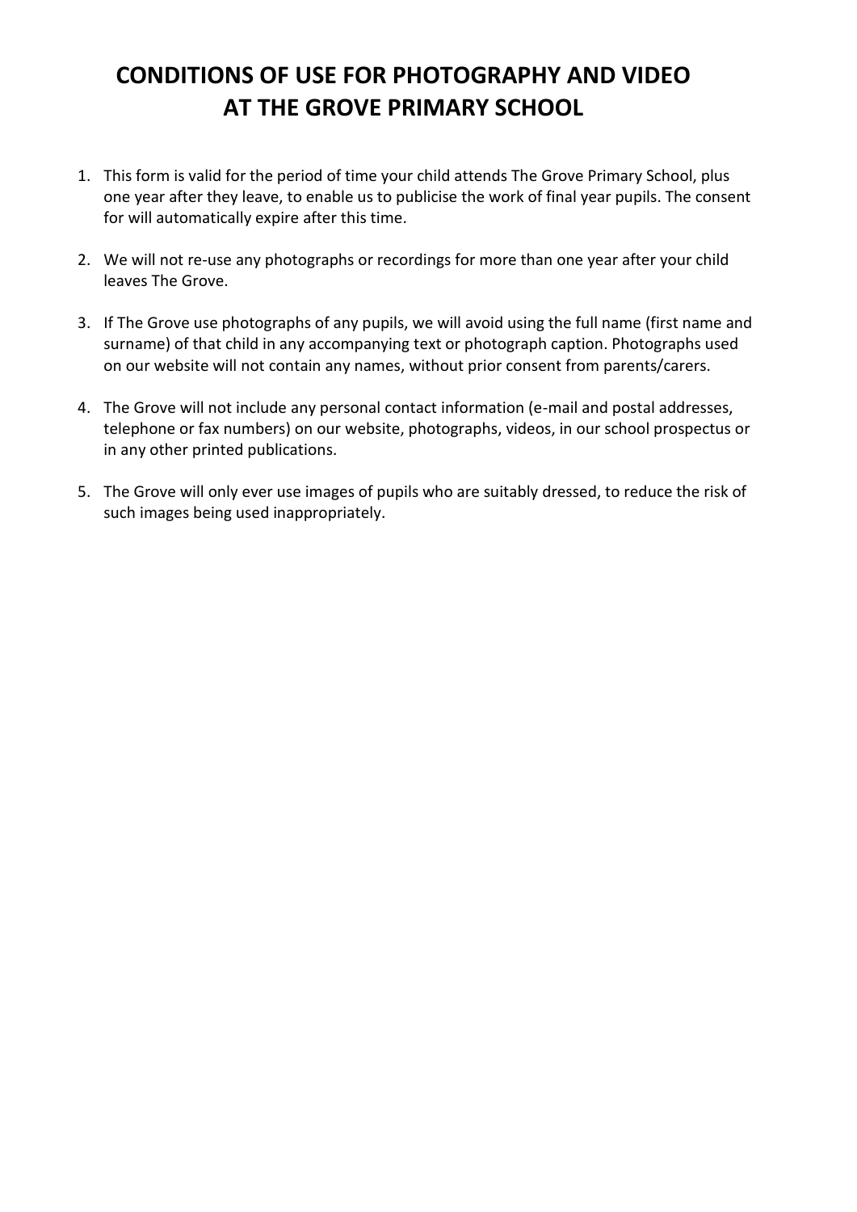# CONDITIONS OF USE FOR PHOTOGRAPHY AND VIDEO AT THE GROVE PRIMARY SCHOOL

1. This form is valid for the period of time your child attends The Grove Primary School, plus one year after they leave, to enable us to publicise the work of final year pupils. The consent for will automatically expire after this time.

2. We will not re-use any photographs or recordings for more than one year after your child leaves The Grove.

3. If The Grove use photographs of any pupils, we will avoid using the full name (first name and surname) of that child in any accompanying text or photograph caption. Photographs used on our website will not contain any names, without prior consent from parents/carers.

4. The Grove will not include any personal contact information (e-mail and postal addresses, telephone or fax numbers) on our website, photographs, videos, in our school prospectus or in any other printed publications.

5. The Grove will only ever use images of pupils who are suitably dressed, to reduce the risk of such images being used inappropriately.